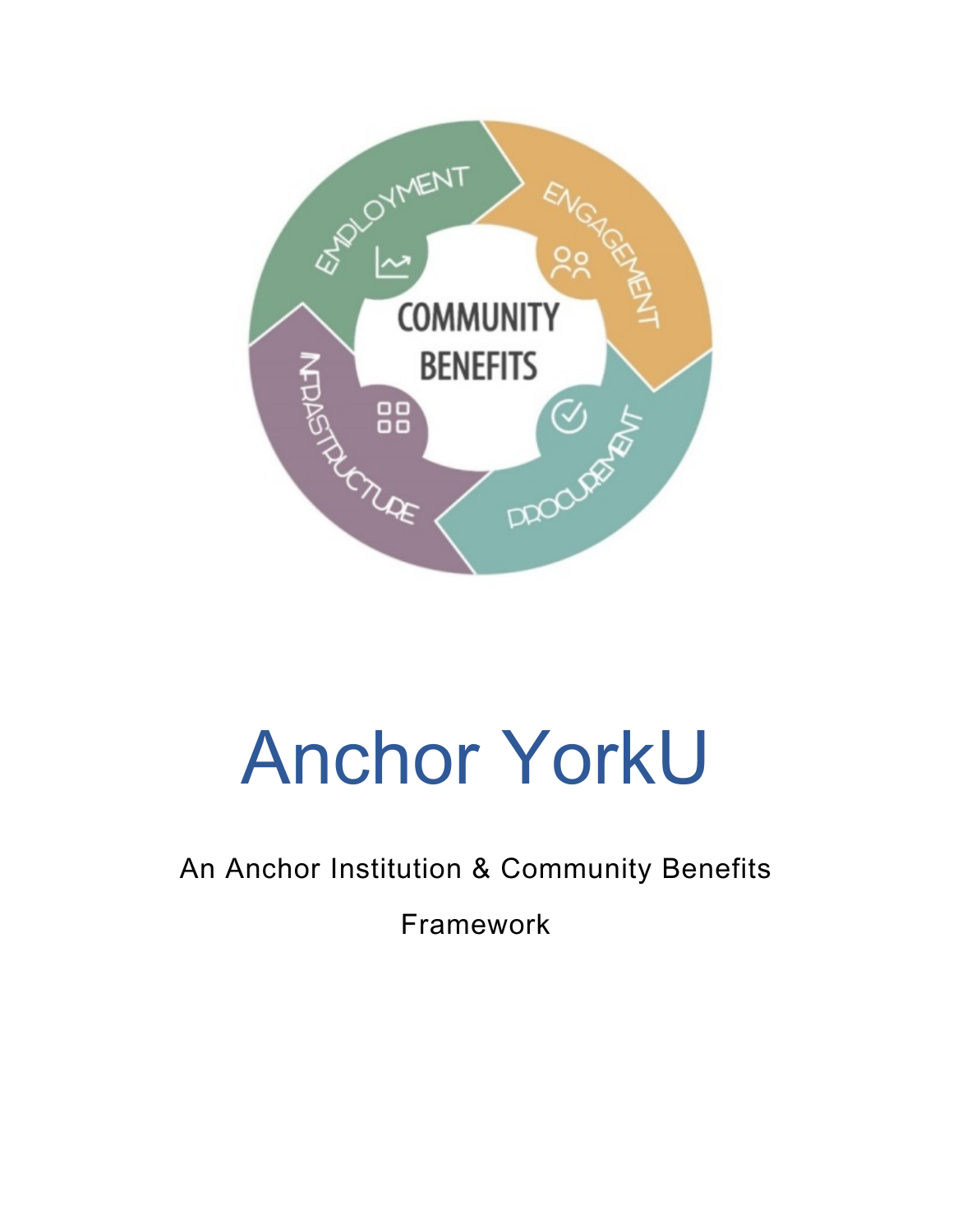# Anchor YorkU

An Anchor Institution & Community Benefits Framework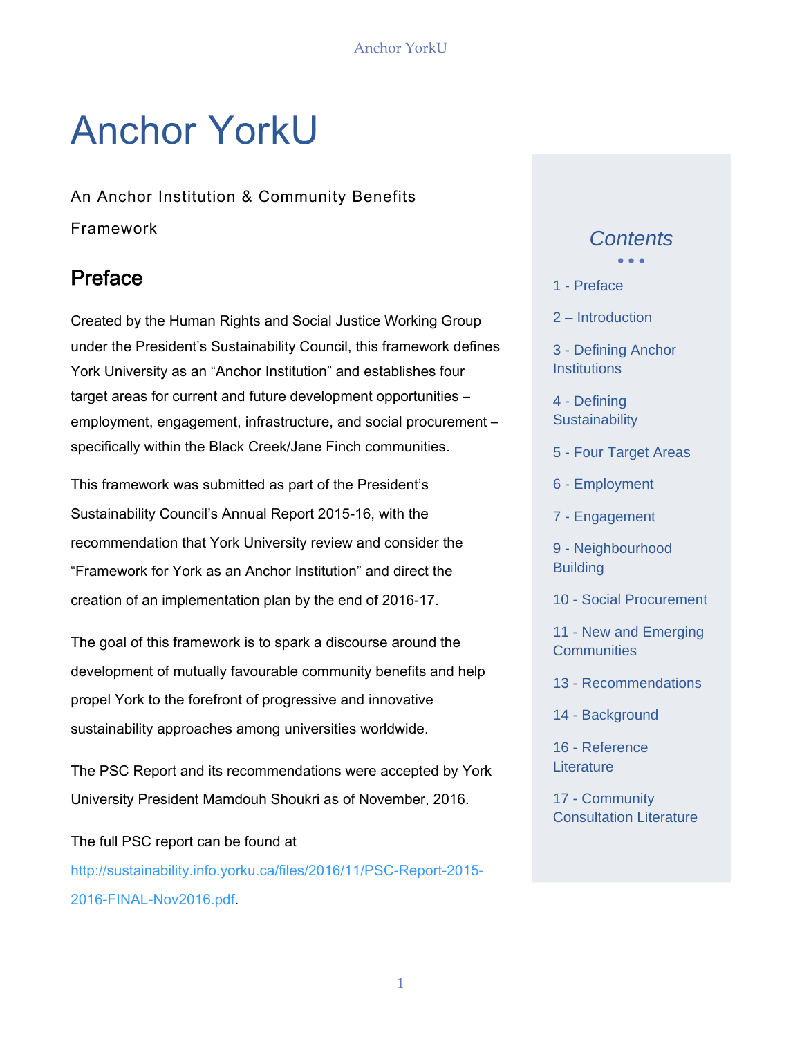# Anchor YorkU

An Anchor Institution & Community Benefits Framework

## Preface

Created by the Human Rights and Social Justice Working Group under the President's Sustainability Council, this framework defines York University as an "Anchor Institution" and establishes four target areas for current and future development opportunities – employment, engagement, infrastructure, and social procurement – specifically within the Black Creek/Jane Finch communities.

This framework was submitted as part of the President's Sustainability Council's Annual Report 2015-16, with the recommendation that York University review and consider the "Framework for York as an Anchor Institution" and direct the creation of an implementation plan by the end of 2016-17.

The goal of this framework is to spark a discourse around the development of mutually favourable community benefits and help propel York to the forefront of progressive and innovative sustainability approaches among universities worldwide.

The PSC Report and its recommendations were accepted by York University President Mamdouh Shoukri as of November, 2016.

The full PSC report can be found at http://sustainability.info.yorku.ca/files/2016/11/PSC-Report-2015-2016-FINAL-Nov2016.pdf.

### *Contents*

1 - Preface

2 – Introduction

3 - Defining Anchor Institutions

4 - Defining Sustainability

5 - Four Target Areas

6 - Employment

7 - Engagement

9 - Neighbourhood Building

10 - Social Procurement

11 - New and Emerging Communities

13 - Recommendations

14 - Background

16 - Reference Literature

17 - Community Consultation Literature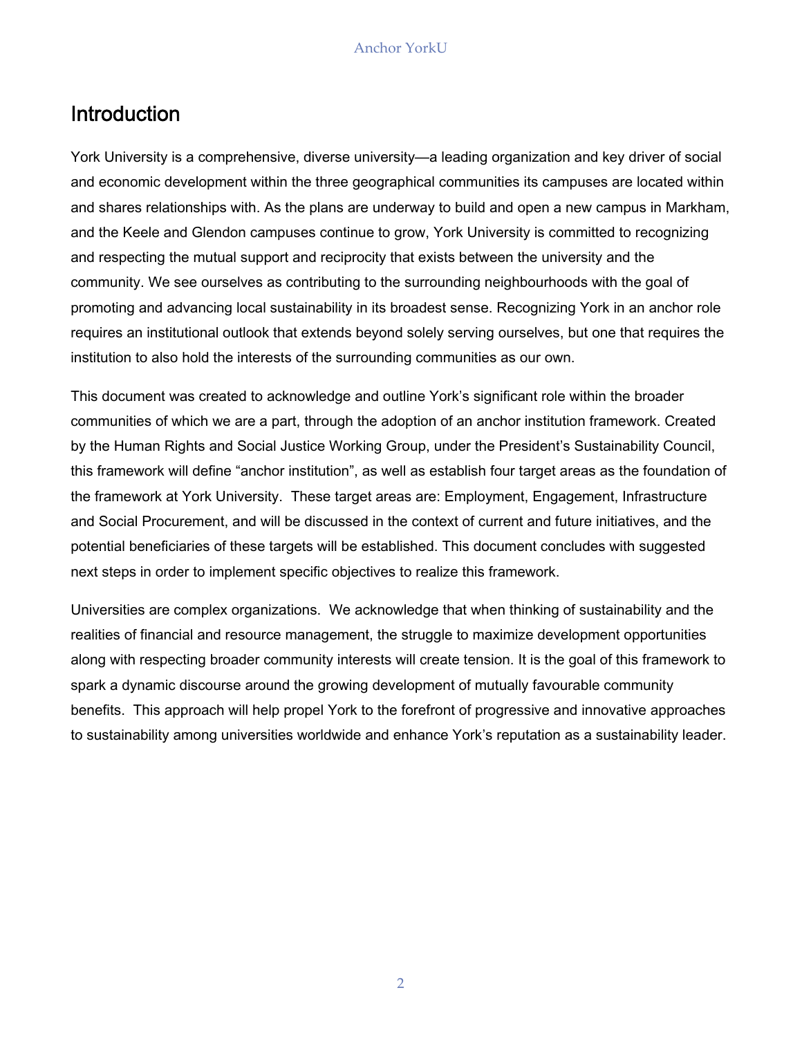# Introduction

York University is a comprehensive, diverse university—a leading organization and key driver of social and economic development within the three geographical communities its campuses are located within and shares relationships with. As the plans are underway to build and open a new campus in Markham, and the Keele and Glendon campuses continue to grow, York University is committed to recognizing and respecting the mutual support and reciprocity that exists between the university and the community. We see ourselves as contributing to the surrounding neighbourhoods with the goal of promoting and advancing local sustainability in its broadest sense. Recognizing York in an anchor role requires an institutional outlook that extends beyond solely serving ourselves, but one that requires the institution to also hold the interests of the surrounding communities as our own.

This document was created to acknowledge and outline York's significant role within the broader communities of which we are a part, through the adoption of an anchor institution framework. Created by the Human Rights and Social Justice Working Group, under the President's Sustainability Council, this framework will define "anchor institution", as well as establish four target areas as the foundation of the framework at York University. These target areas are: Employment, Engagement, Infrastructure and Social Procurement, and will be discussed in the context of current and future initiatives, and the potential beneficiaries of these targets will be established. This document concludes with suggested next steps in order to implement specific objectives to realize this framework.

Universities are complex organizations. We acknowledge that when thinking of sustainability and the realities of financial and resource management, the struggle to maximize development opportunities along with respecting broader community interests will create tension. It is the goal of this framework to spark a dynamic discourse around the growing development of mutually favourable community benefits. This approach will help propel York to the forefront of progressive and innovative approaches to sustainability among universities worldwide and enhance York's reputation as a sustainability leader.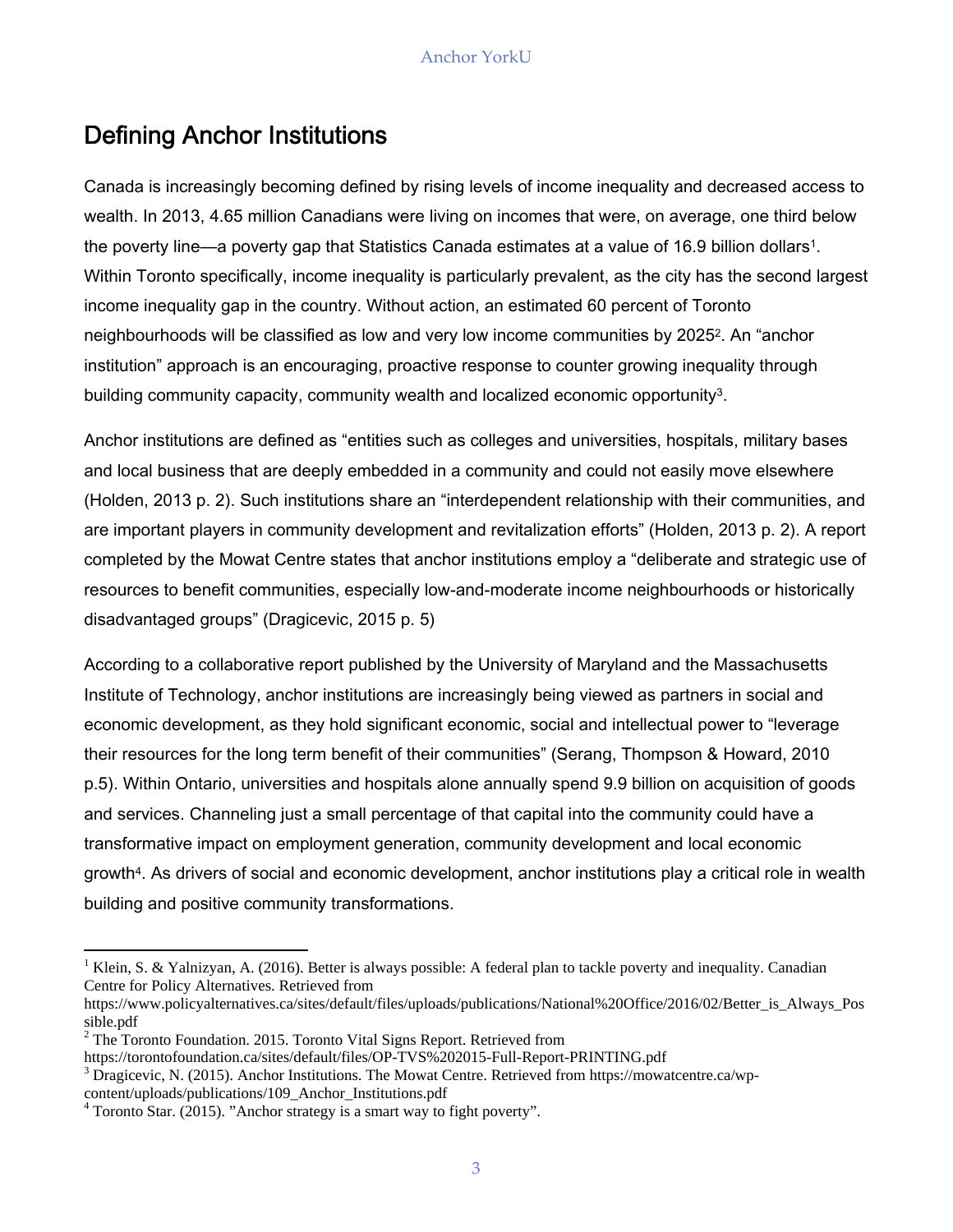# Defining Anchor Institutions

Canada is increasingly becoming defined by rising levels of income inequality and decreased access to wealth. In 2013, 4.65 million Canadians were living on incomes that were, on average, one third below the poverty line—a poverty gap that Statistics Canada estimates at a value of 16.9 billion dollars[1]. Within Toronto specifically, income inequality is particularly prevalent, as the city has the second largest income inequality gap in the country. Without action, an estimated 60 percent of Toronto neighbourhoods will be classified as low and very low income communities by 2025[2]. An "anchor institution" approach is an encouraging, proactive response to counter growing inequality through building community capacity, community wealth and localized economic opportunity[3].

Anchor institutions are defined as "entities such as colleges and universities, hospitals, military bases and local business that are deeply embedded in a community and could not easily move elsewhere (Holden, 2013 p. 2). Such institutions share an "interdependent relationship with their communities, and are important players in community development and revitalization efforts" (Holden, 2013 p. 2). A report completed by the Mowat Centre states that anchor institutions employ a "deliberate and strategic use of resources to benefit communities, especially low-and-moderate income neighbourhoods or historically disadvantaged groups" (Dragicevic, 2015 p. 5)

According to a collaborative report published by the University of Maryland and the Massachusetts Institute of Technology, anchor institutions are increasingly being viewed as partners in social and economic development, as they hold significant economic, social and intellectual power to "leverage their resources for the long term benefit of their communities" (Serang, Thompson & Howard, 2010 p.5). Within Ontario, universities and hospitals alone annually spend 9.9 billion on acquisition of goods and services. Channeling just a small percentage of that capital into the community could have a transformative impact on employment generation, community development and local economic growth[4]. As drivers of social and economic development, anchor institutions play a critical role in wealth building and positive community transformations.

---

[1] Klein, S. & Yalnizyan, A. (2016). Better is always possible: A federal plan to tackle poverty and inequality. Canadian Centre for Policy Alternatives. Retrieved from https://www.policyalternatives.ca/sites/default/files/uploads/publications/National%20Office/2016/02/Better_is_Always_Possible.pdf

[2] The Toronto Foundation. 2015. Toronto Vital Signs Report. Retrieved from https://torontofoundation.ca/sites/default/files/OP-TVS%202015-Full-Report-PRINTING.pdf

[3] Dragicevic, N. (2015). Anchor Institutions. The Mowat Centre. Retrieved from https://mowatcentre.ca/wp-content/uploads/publications/109_Anchor_Institutions.pdf

[4] Toronto Star. (2015). "Anchor strategy is a smart way to fight poverty".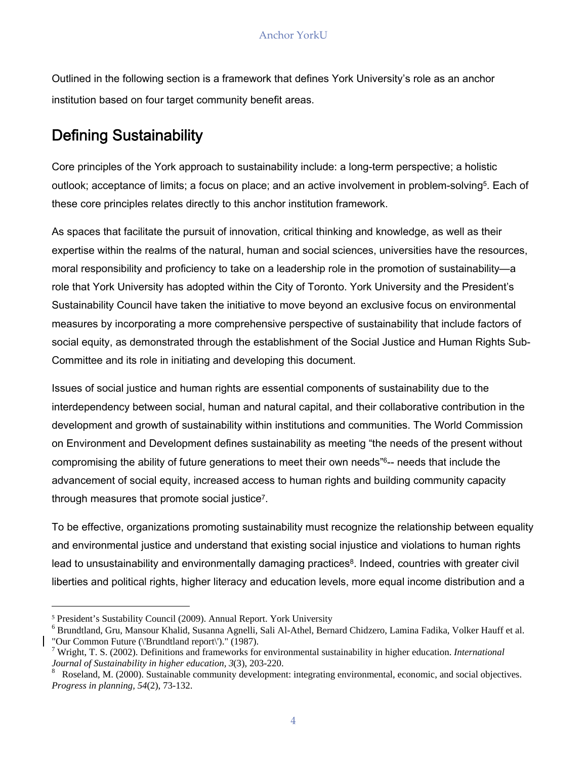Outlined in the following section is a framework that defines York University's role as an anchor institution based on four target community benefit areas.

## Defining Sustainability

Core principles of the York approach to sustainability include: a long-term perspective; a holistic outlook; acceptance of limits; a focus on place; and an active involvement in problem-solving[5]. Each of these core principles relates directly to this anchor institution framework.

As spaces that facilitate the pursuit of innovation, critical thinking and knowledge, as well as their expertise within the realms of the natural, human and social sciences, universities have the resources, moral responsibility and proficiency to take on a leadership role in the promotion of sustainability—a role that York University has adopted within the City of Toronto. York University and the President's Sustainability Council have taken the initiative to move beyond an exclusive focus on environmental measures by incorporating a more comprehensive perspective of sustainability that include factors of social equity, as demonstrated through the establishment of the Social Justice and Human Rights Sub-Committee and its role in initiating and developing this document.

Issues of social justice and human rights are essential components of sustainability due to the interdependency between social, human and natural capital, and their collaborative contribution in the development and growth of sustainability within institutions and communities. The World Commission on Environment and Development defines sustainability as meeting "the needs of the present without compromising the ability of future generations to meet their own needs"[6]-- needs that include the advancement of social equity, increased access to human rights and building community capacity through measures that promote social justice[7].

To be effective, organizations promoting sustainability must recognize the relationship between equality and environmental justice and understand that existing social injustice and violations to human rights lead to unsustainability and environmentally damaging practices[8]. Indeed, countries with greater civil liberties and political rights, higher literacy and education levels, more equal income distribution and a

---

[5] President's Sustability Council (2009). Annual Report. York University

[6] Brundtland, Gru, Mansour Khalid, Susanna Agnelli, Sali Al-Athel, Bernard Chidzero, Lamina Fadika, Volker Hauff et al. "Our Common Future (\'Brundtland report\')." (1987).

[7] Wright, T. S. (2002). Definitions and frameworks for environmental sustainability in higher education. *International Journal of Sustainability in higher education, 3*(3), 203-220.

[8] Roseland, M. (2000). Sustainable community development: integrating environmental, economic, and social objectives. *Progress in planning, 54*(2), 73-132.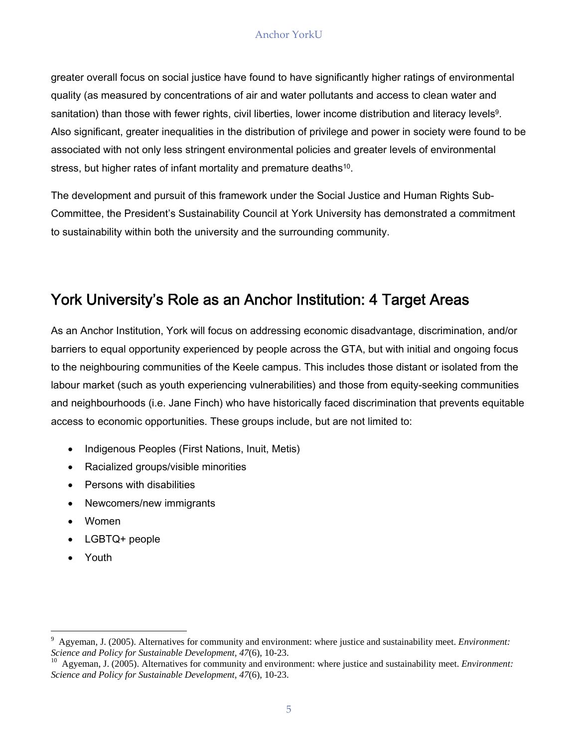greater overall focus on social justice have found to have significantly higher ratings of environmental quality (as measured by concentrations of air and water pollutants and access to clean water and sanitation) than those with fewer rights, civil liberties, lower income distribution and literacy levels[9]. Also significant, greater inequalities in the distribution of privilege and power in society were found to be associated with not only less stringent environmental policies and greater levels of environmental stress, but higher rates of infant mortality and premature deaths[10].

The development and pursuit of this framework under the Social Justice and Human Rights Sub-Committee, the President's Sustainability Council at York University has demonstrated a commitment to sustainability within both the university and the surrounding community.

## York University's Role as an Anchor Institution: 4 Target Areas

As an Anchor Institution, York will focus on addressing economic disadvantage, discrimination, and/or barriers to equal opportunity experienced by people across the GTA, but with initial and ongoing focus to the neighbouring communities of the Keele campus. This includes those distant or isolated from the labour market (such as youth experiencing vulnerabilities) and those from equity-seeking communities and neighbourhoods (i.e. Jane Finch) who have historically faced discrimination that prevents equitable access to economic opportunities. These groups include, but are not limited to:

- Indigenous Peoples (First Nations, Inuit, Metis)
- Racialized groups/visible minorities
- Persons with disabilities
- Newcomers/new immigrants
- Women
- LGBTQ+ people
- Youth

---

[9] Agyeman, J. (2005). Alternatives for community and environment: where justice and sustainability meet. *Environment: Science and Policy for Sustainable Development*, *47*(6), 10-23.

[10] Agyeman, J. (2005). Alternatives for community and environment: where justice and sustainability meet. *Environment: Science and Policy for Sustainable Development*, *47*(6), 10-23.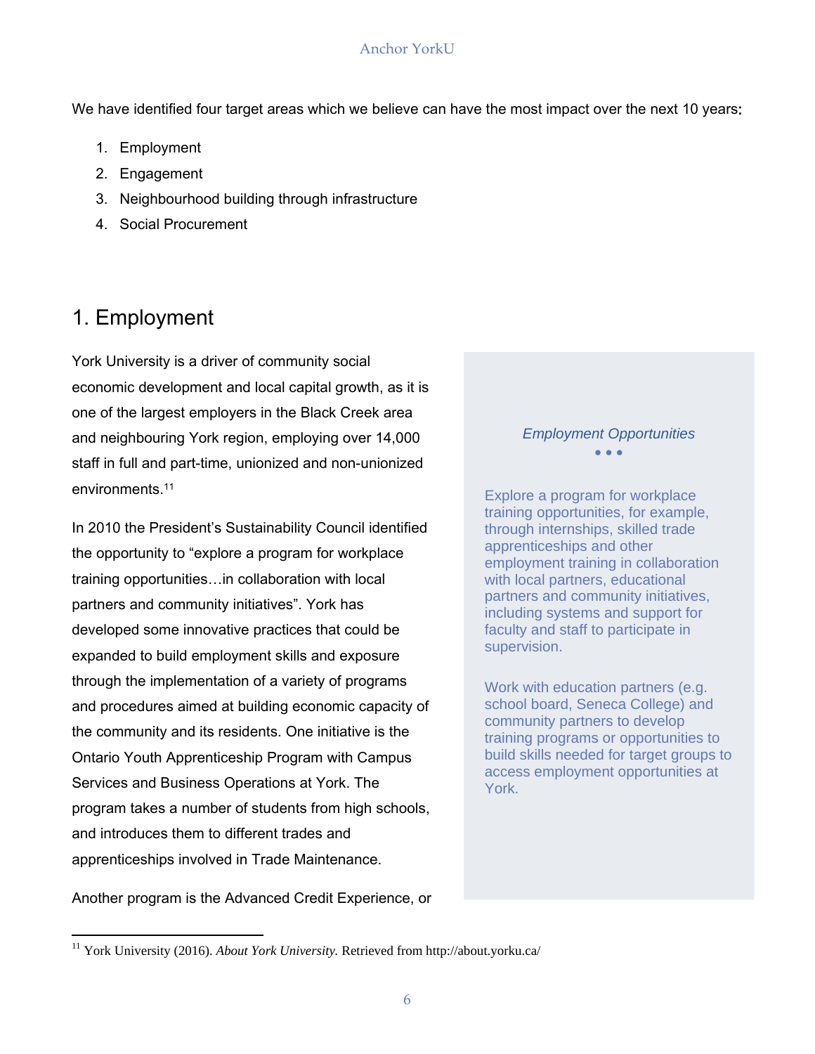We have identified four target areas which we believe can have the most impact over the next 10 years:

1. Employment
2. Engagement
3. Neighbourhood building through infrastructure
4. Social Procurement

## 1. Employment

York University is a driver of community social economic development and local capital growth, as it is one of the largest employers in the Black Creek area and neighbouring York region, employing over 14,000 staff in full and part-time, unionized and non-unionized environments.[11]

In 2010 the President's Sustainability Council identified the opportunity to "explore a program for workplace training opportunities…in collaboration with local partners and community initiatives". York has developed some innovative practices that could be expanded to build employment skills and exposure through the implementation of a variety of programs and procedures aimed at building economic capacity of the community and its residents. One initiative is the Ontario Youth Apprenticeship Program with Campus Services and Business Operations at York. The program takes a number of students from high schools, and introduces them to different trades and apprenticeships involved in Trade Maintenance.

Another program is the Advanced Credit Experience, or

*Employment Opportunities*

• • •

Explore a program for workplace training opportunities, for example, through internships, skilled trade apprenticeships and other employment training in collaboration with local partners, educational partners and community initiatives, including systems and support for faculty and staff to participate in supervision.

Work with education partners (e.g. school board, Seneca College) and community partners to develop training programs or opportunities to build skills needed for target groups to access employment opportunities at York.

[11] York University (2016). *About York University.* Retrieved from http://about.yorku.ca/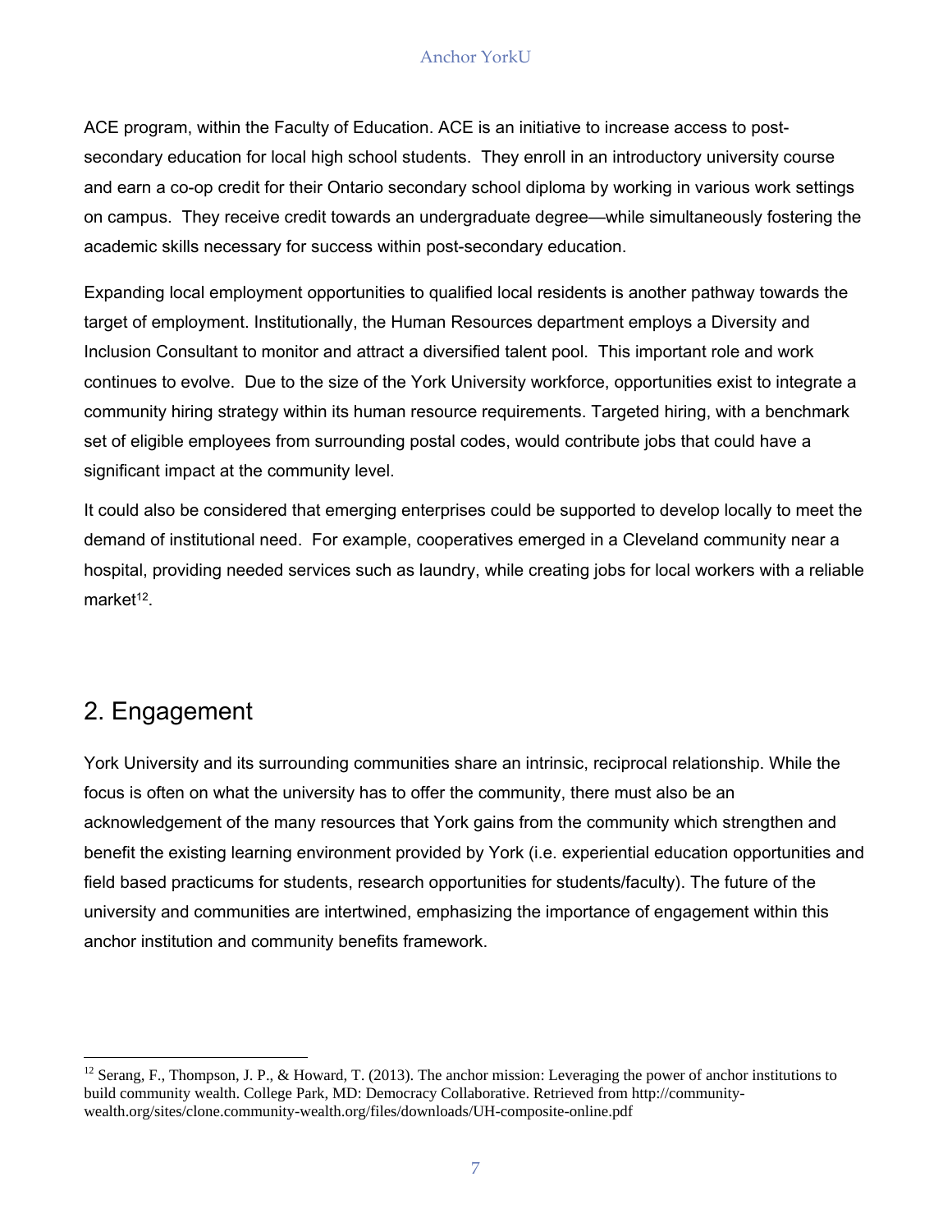ACE program, within the Faculty of Education. ACE is an initiative to increase access to post-secondary education for local high school students. They enroll in an introductory university course and earn a co-op credit for their Ontario secondary school diploma by working in various work settings on campus. They receive credit towards an undergraduate degree—while simultaneously fostering the academic skills necessary for success within post-secondary education.

Expanding local employment opportunities to qualified local residents is another pathway towards the target of employment. Institutionally, the Human Resources department employs a Diversity and Inclusion Consultant to monitor and attract a diversified talent pool. This important role and work continues to evolve. Due to the size of the York University workforce, opportunities exist to integrate a community hiring strategy within its human resource requirements. Targeted hiring, with a benchmark set of eligible employees from surrounding postal codes, would contribute jobs that could have a significant impact at the community level.

It could also be considered that emerging enterprises could be supported to develop locally to meet the demand of institutional need. For example, cooperatives emerged in a Cleveland community near a hospital, providing needed services such as laundry, while creating jobs for local workers with a reliable market[12].

## 2. Engagement

York University and its surrounding communities share an intrinsic, reciprocal relationship. While the focus is often on what the university has to offer the community, there must also be an acknowledgement of the many resources that York gains from the community which strengthen and benefit the existing learning environment provided by York (i.e. experiential education opportunities and field based practicums for students, research opportunities for students/faculty). The future of the university and communities are intertwined, emphasizing the importance of engagement within this anchor institution and community benefits framework.

---

[12] Serang, F., Thompson, J. P., & Howard, T. (2013). The anchor mission: Leveraging the power of anchor institutions to build community wealth. College Park, MD: Democracy Collaborative. Retrieved from http://community-wealth.org/sites/clone.community-wealth.org/files/downloads/UH-composite-online.pdf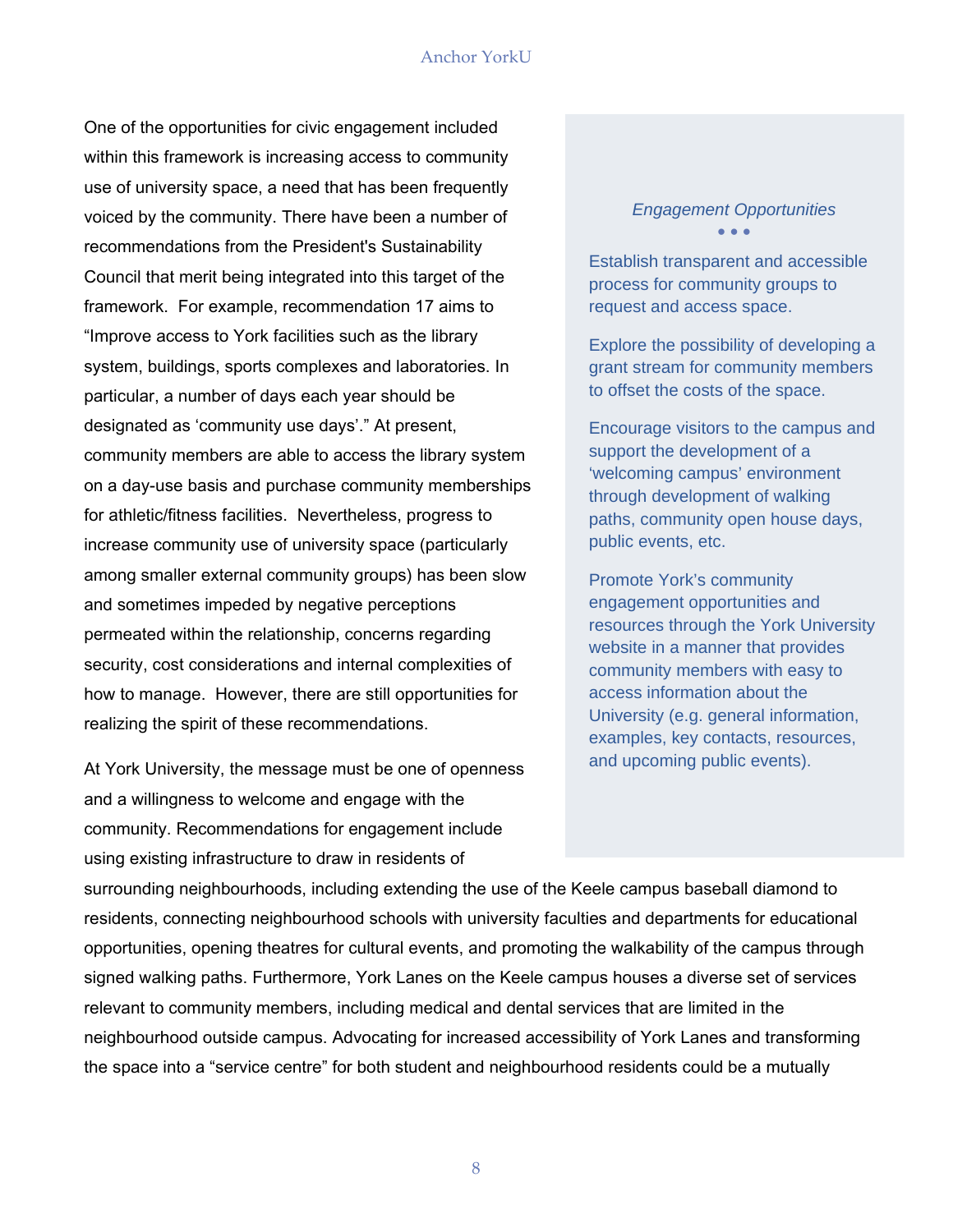One of the opportunities for civic engagement included within this framework is increasing access to community use of university space, a need that has been frequently voiced by the community. There have been a number of recommendations from the President's Sustainability Council that merit being integrated into this target of the framework. For example, recommendation 17 aims to "Improve access to York facilities such as the library system, buildings, sports complexes and laboratories. In particular, a number of days each year should be designated as 'community use days'." At present, community members are able to access the library system on a day-use basis and purchase community memberships for athletic/fitness facilities. Nevertheless, progress to increase community use of university space (particularly among smaller external community groups) has been slow and sometimes impeded by negative perceptions permeated within the relationship, concerns regarding security, cost considerations and internal complexities of how to manage. However, there are still opportunities for realizing the spirit of these recommendations.

At York University, the message must be one of openness and a willingness to welcome and engage with the community. Recommendations for engagement include using existing infrastructure to draw in residents of surrounding neighbourhoods, including extending the use of the Keele campus baseball diamond to residents, connecting neighbourhood schools with university faculties and departments for educational opportunities, opening theatres for cultural events, and promoting the walkability of the campus through signed walking paths. Furthermore, York Lanes on the Keele campus houses a diverse set of services relevant to community members, including medical and dental services that are limited in the neighbourhood outside campus. Advocating for increased accessibility of York Lanes and transforming the space into a "service centre" for both student and neighbourhood residents could be a mutually

> *Engagement Opportunities*
>
> Establish transparent and accessible process for community groups to request and access space.
>
> Explore the possibility of developing a grant stream for community members to offset the costs of the space.
>
> Encourage visitors to the campus and support the development of a 'welcoming campus' environment through development of walking paths, community open house days, public events, etc.
>
> Promote York's community engagement opportunities and resources through the York University website in a manner that provides community members with easy to access information about the University (e.g. general information, examples, key contacts, resources, and upcoming public events).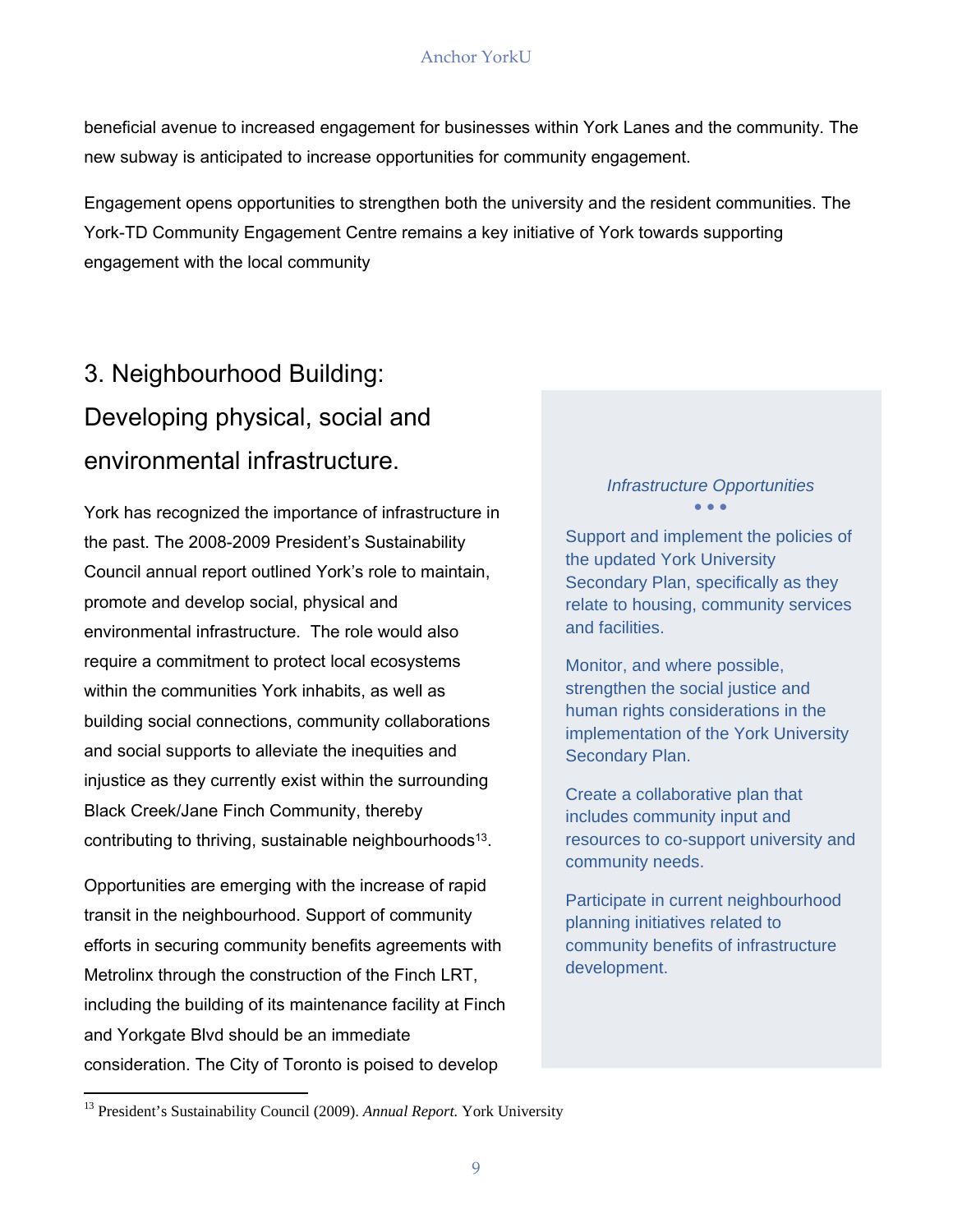beneficial avenue to increased engagement for businesses within York Lanes and the community. The new subway is anticipated to increase opportunities for community engagement.

Engagement opens opportunities to strengthen both the university and the resident communities. The York-TD Community Engagement Centre remains a key initiative of York towards supporting engagement with the local community

## 3. Neighbourhood Building: Developing physical, social and environmental infrastructure.

York has recognized the importance of infrastructure in the past. The 2008-2009 President's Sustainability Council annual report outlined York's role to maintain, promote and develop social, physical and environmental infrastructure. The role would also require a commitment to protect local ecosystems within the communities York inhabits, as well as building social connections, community collaborations and social supports to alleviate the inequities and injustice as they currently exist within the surrounding Black Creek/Jane Finch Community, thereby contributing to thriving, sustainable neighbourhoods[13].

Opportunities are emerging with the increase of rapid transit in the neighbourhood. Support of community efforts in securing community benefits agreements with Metrolinx through the construction of the Finch LRT, including the building of its maintenance facility at Finch and Yorkgate Blvd should be an immediate consideration. The City of Toronto is poised to develop

*Infrastructure Opportunities*

Support and implement the policies of the updated York University Secondary Plan, specifically as they relate to housing, community services and facilities.

Monitor, and where possible, strengthen the social justice and human rights considerations in the implementation of the York University Secondary Plan.

Create a collaborative plan that includes community input and resources to co-support university and community needs.

Participate in current neighbourhood planning initiatives related to community benefits of infrastructure development.

[13] President's Sustainability Council (2009). *Annual Report.* York University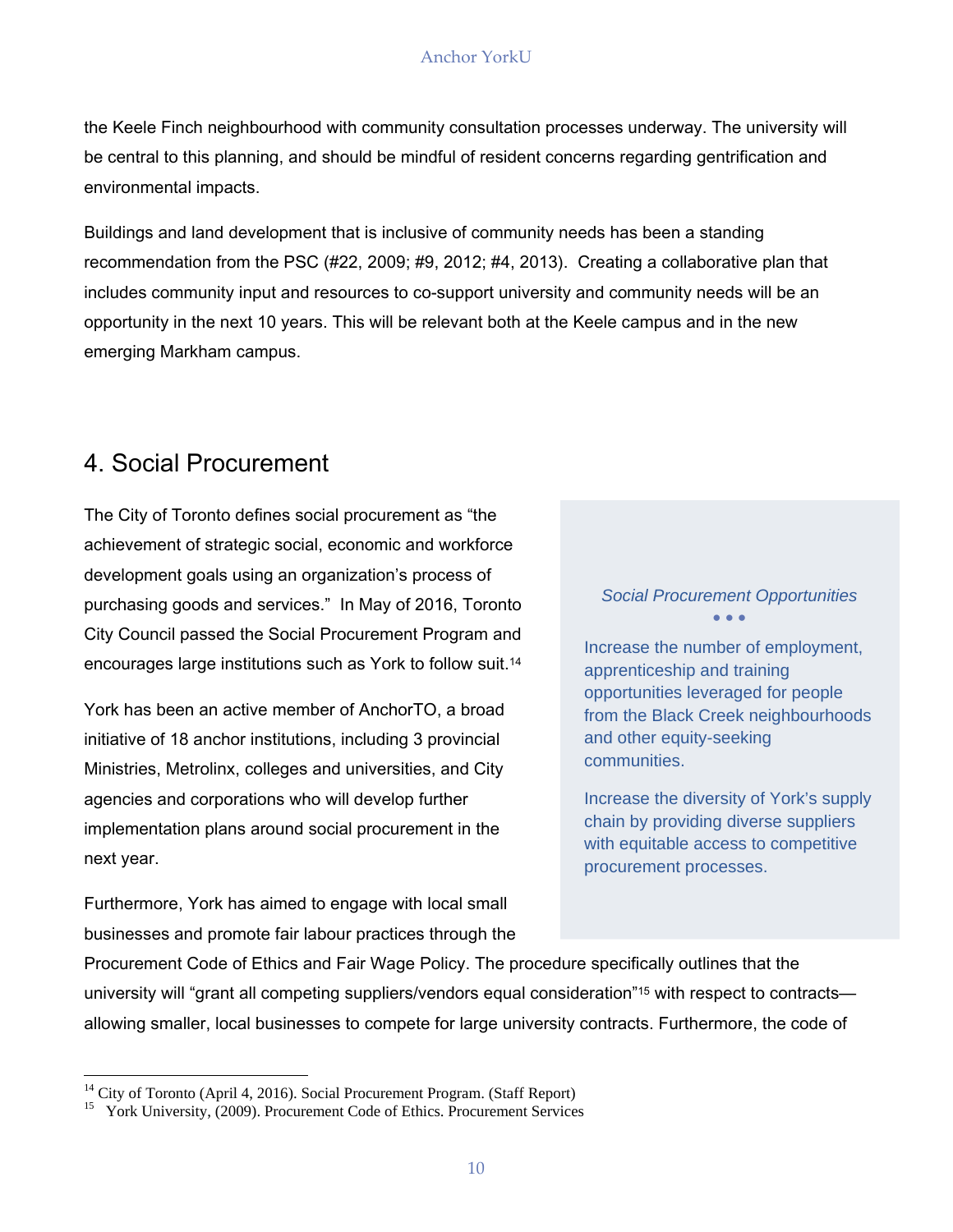the Keele Finch neighbourhood with community consultation processes underway. The university will be central to this planning, and should be mindful of resident concerns regarding gentrification and environmental impacts.

Buildings and land development that is inclusive of community needs has been a standing recommendation from the PSC (#22, 2009; #9, 2012; #4, 2013). Creating a collaborative plan that includes community input and resources to co-support university and community needs will be an opportunity in the next 10 years. This will be relevant both at the Keele campus and in the new emerging Markham campus.

## 4. Social Procurement

The City of Toronto defines social procurement as "the achievement of strategic social, economic and workforce development goals using an organization's process of purchasing goods and services." In May of 2016, Toronto City Council passed the Social Procurement Program and encourages large institutions such as York to follow suit.[14]

York has been an active member of AnchorTO, a broad initiative of 18 anchor institutions, including 3 provincial Ministries, Metrolinx, colleges and universities, and City agencies and corporations who will develop further implementation plans around social procurement in the next year.

Furthermore, York has aimed to engage with local small businesses and promote fair labour practices through the Procurement Code of Ethics and Fair Wage Policy. The procedure specifically outlines that the university will "grant all competing suppliers/vendors equal consideration"[15] with respect to contracts—allowing smaller, local businesses to compete for large university contracts. Furthermore, the code of

> *Social Procurement Opportunities*
>
> Increase the number of employment, apprenticeship and training opportunities leveraged for people from the Black Creek neighbourhoods and other equity-seeking communities.
>
> Increase the diversity of York's supply chain by providing diverse suppliers with equitable access to competitive procurement processes.

[14] City of Toronto (April 4, 2016). Social Procurement Program. (Staff Report)

[15] York University, (2009). Procurement Code of Ethics. Procurement Services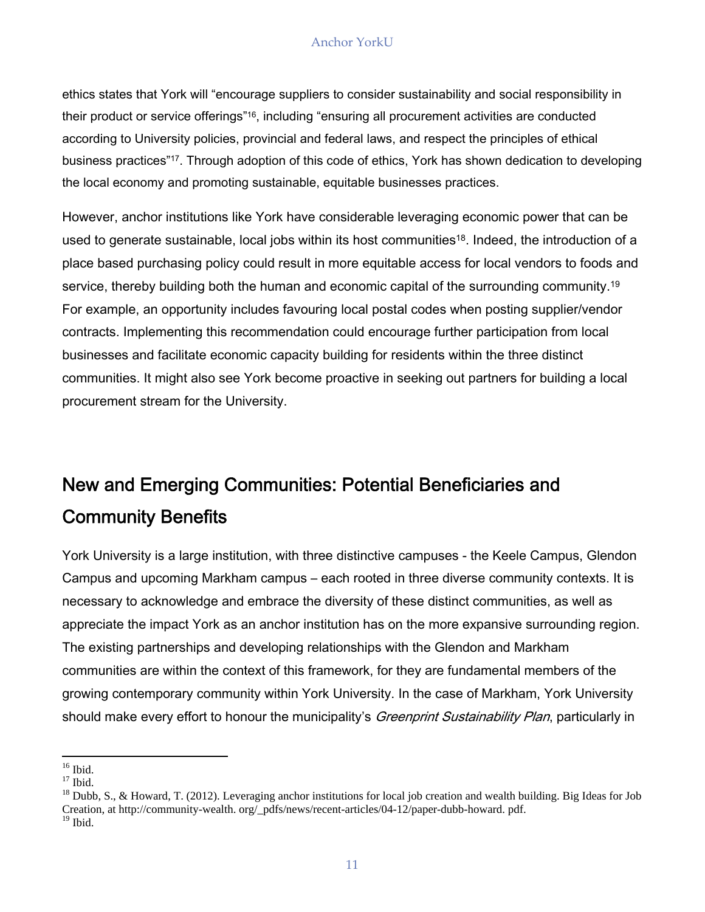ethics states that York will "encourage suppliers to consider sustainability and social responsibility in their product or service offerings"[16], including "ensuring all procurement activities are conducted according to University policies, provincial and federal laws, and respect the principles of ethical business practices"[17]. Through adoption of this code of ethics, York has shown dedication to developing the local economy and promoting sustainable, equitable businesses practices.

However, anchor institutions like York have considerable leveraging economic power that can be used to generate sustainable, local jobs within its host communities[18]. Indeed, the introduction of a place based purchasing policy could result in more equitable access for local vendors to foods and service, thereby building both the human and economic capital of the surrounding community.[19] For example, an opportunity includes favouring local postal codes when posting supplier/vendor contracts. Implementing this recommendation could encourage further participation from local businesses and facilitate economic capacity building for residents within the three distinct communities. It might also see York become proactive in seeking out partners for building a local procurement stream for the University.

## New and Emerging Communities: Potential Beneficiaries and Community Benefits

York University is a large institution, with three distinctive campuses - the Keele Campus, Glendon Campus and upcoming Markham campus – each rooted in three diverse community contexts. It is necessary to acknowledge and embrace the diversity of these distinct communities, as well as appreciate the impact York as an anchor institution has on the more expansive surrounding region. The existing partnerships and developing relationships with the Glendon and Markham communities are within the context of this framework, for they are fundamental members of the growing contemporary community within York University. In the case of Markham, York University should make every effort to honour the municipality's *Greenprint Sustainability Plan*, particularly in

[16] Ibid.
[17] Ibid.
[18] Dubb, S., & Howard, T. (2012). Leveraging anchor institutions for local job creation and wealth building. Big Ideas for Job Creation, at http://community-wealth. org/_pdfs/news/recent-articles/04-12/paper-dubb-howard. pdf.
[19] Ibid.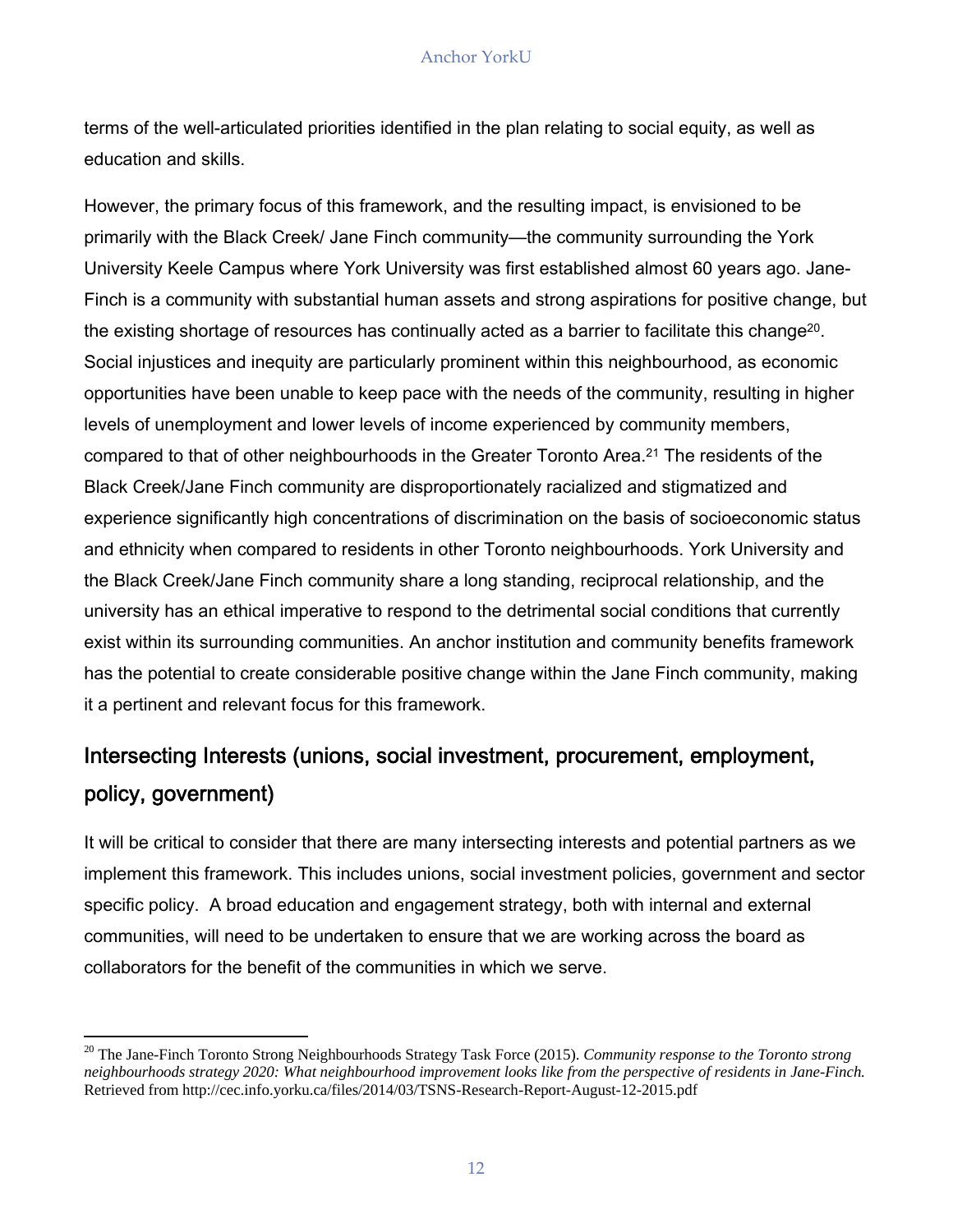terms of the well-articulated priorities identified in the plan relating to social equity, as well as education and skills.

However, the primary focus of this framework, and the resulting impact, is envisioned to be primarily with the Black Creek/ Jane Finch community—the community surrounding the York University Keele Campus where York University was first established almost 60 years ago. Jane-Finch is a community with substantial human assets and strong aspirations for positive change, but the existing shortage of resources has continually acted as a barrier to facilitate this change[20]. Social injustices and inequity are particularly prominent within this neighbourhood, as economic opportunities have been unable to keep pace with the needs of the community, resulting in higher levels of unemployment and lower levels of income experienced by community members, compared to that of other neighbourhoods in the Greater Toronto Area.[21] The residents of the Black Creek/Jane Finch community are disproportionately racialized and stigmatized and experience significantly high concentrations of discrimination on the basis of socioeconomic status and ethnicity when compared to residents in other Toronto neighbourhoods. York University and the Black Creek/Jane Finch community share a long standing, reciprocal relationship, and the university has an ethical imperative to respond to the detrimental social conditions that currently exist within its surrounding communities. An anchor institution and community benefits framework has the potential to create considerable positive change within the Jane Finch community, making it a pertinent and relevant focus for this framework.

## Intersecting Interests (unions, social investment, procurement, employment, policy, government)

It will be critical to consider that there are many intersecting interests and potential partners as we implement this framework. This includes unions, social investment policies, government and sector specific policy. A broad education and engagement strategy, both with internal and external communities, will need to be undertaken to ensure that we are working across the board as collaborators for the benefit of the communities in which we serve.

---

[20] The Jane-Finch Toronto Strong Neighbourhoods Strategy Task Force (2015). *Community response to the Toronto strong neighbourhoods strategy 2020: What neighbourhood improvement looks like from the perspective of residents in Jane-Finch.* Retrieved from http://cec.info.yorku.ca/files/2014/03/TSNS-Research-Report-August-12-2015.pdf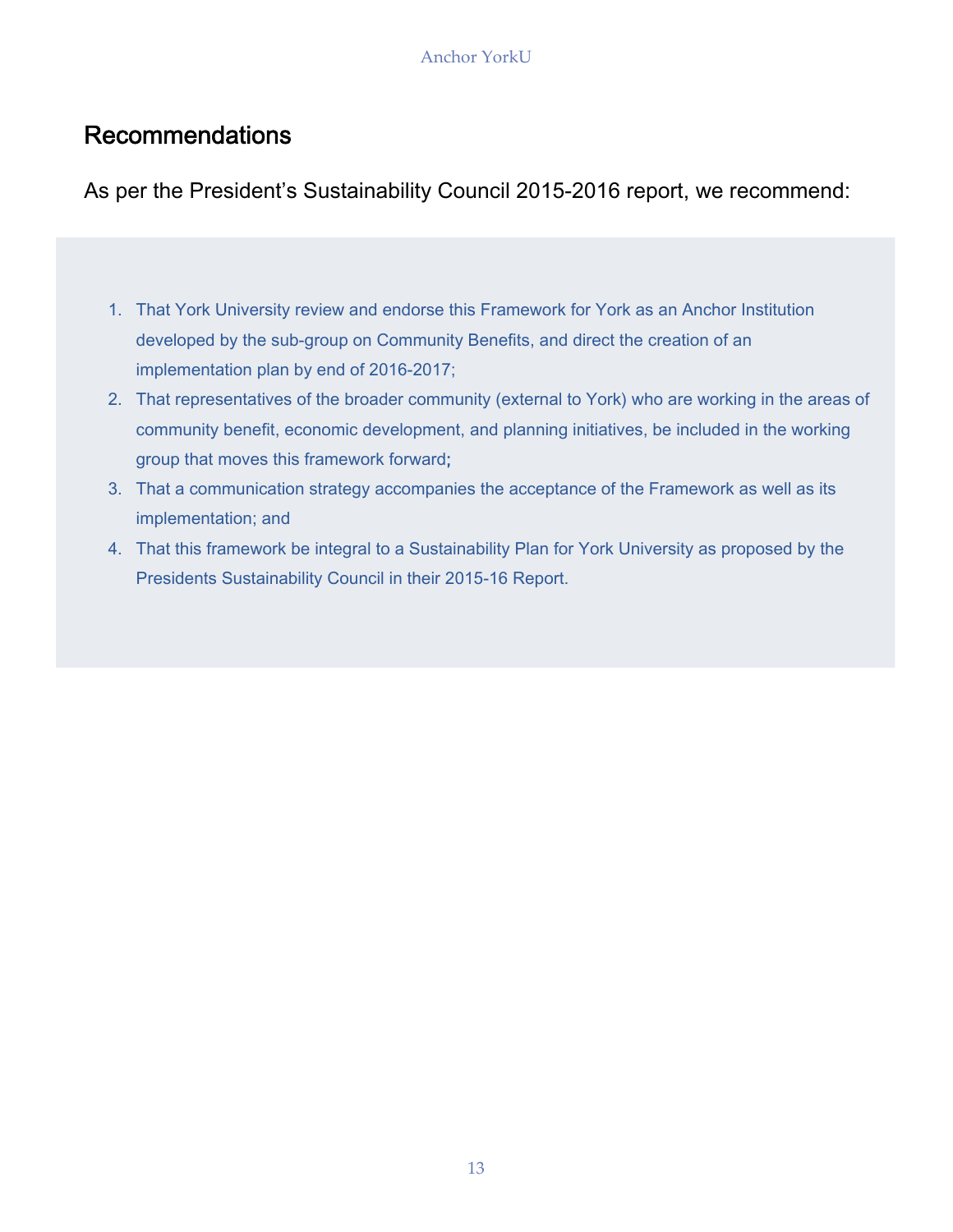## Recommendations

As per the President's Sustainability Council 2015-2016 report, we recommend:

1. That York University review and endorse this Framework for York as an Anchor Institution developed by the sub-group on Community Benefits, and direct the creation of an implementation plan by end of 2016-2017;
2. That representatives of the broader community (external to York) who are working in the areas of community benefit, economic development, and planning initiatives, be included in the working group that moves this framework forward;
3. That a communication strategy accompanies the acceptance of the Framework as well as its implementation; and
4. That this framework be integral to a Sustainability Plan for York University as proposed by the Presidents Sustainability Council in their 2015-16 Report.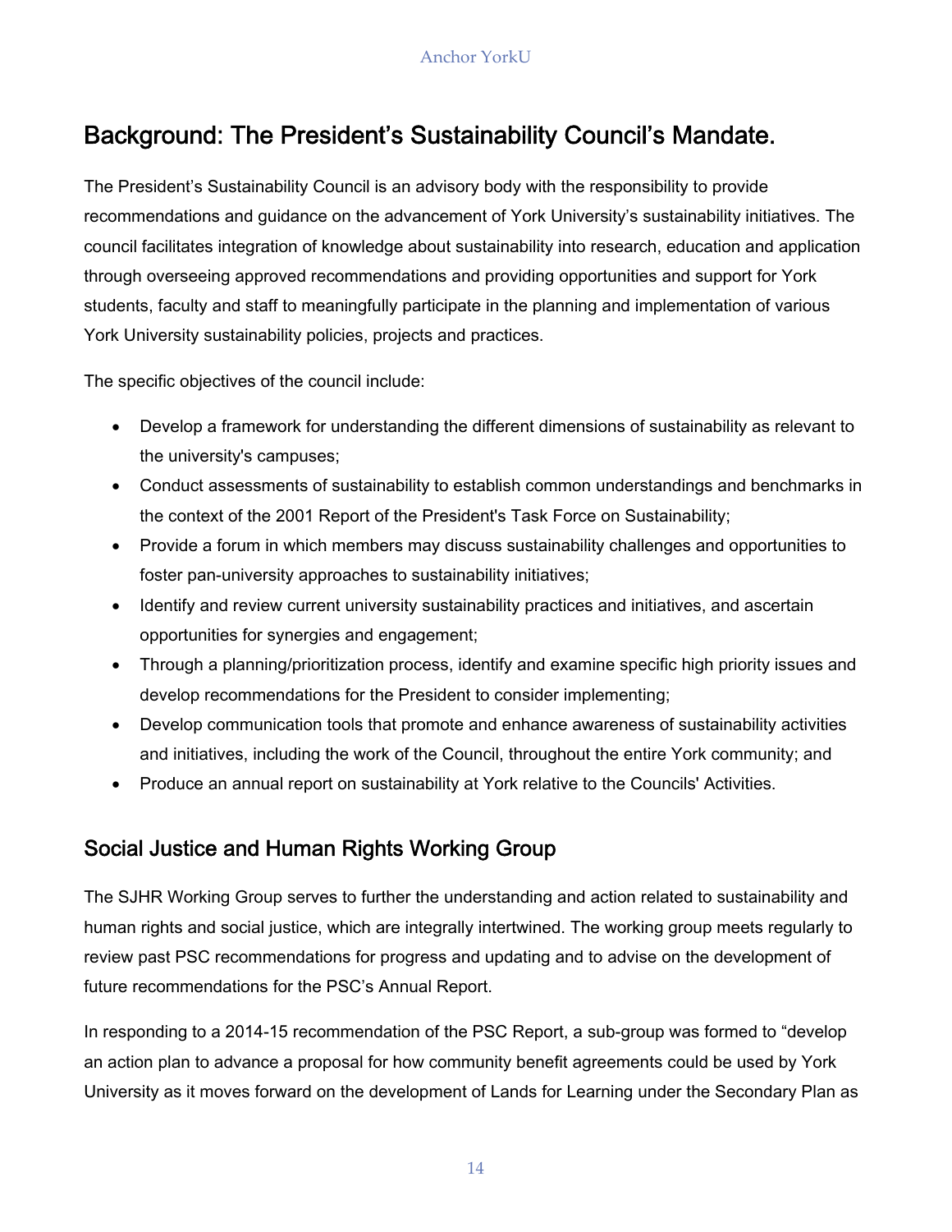## Background: The President's Sustainability Council's Mandate.

The President's Sustainability Council is an advisory body with the responsibility to provide recommendations and guidance on the advancement of York University's sustainability initiatives. The council facilitates integration of knowledge about sustainability into research, education and application through overseeing approved recommendations and providing opportunities and support for York students, faculty and staff to meaningfully participate in the planning and implementation of various York University sustainability policies, projects and practices.

The specific objectives of the council include:

- Develop a framework for understanding the different dimensions of sustainability as relevant to the university's campuses;
- Conduct assessments of sustainability to establish common understandings and benchmarks in the context of the 2001 Report of the President's Task Force on Sustainability;
- Provide a forum in which members may discuss sustainability challenges and opportunities to foster pan-university approaches to sustainability initiatives;
- Identify and review current university sustainability practices and initiatives, and ascertain opportunities for synergies and engagement;
- Through a planning/prioritization process, identify and examine specific high priority issues and develop recommendations for the President to consider implementing;
- Develop communication tools that promote and enhance awareness of sustainability activities and initiatives, including the work of the Council, throughout the entire York community; and
- Produce an annual report on sustainability at York relative to the Councils' Activities.

### Social Justice and Human Rights Working Group

The SJHR Working Group serves to further the understanding and action related to sustainability and human rights and social justice, which are integrally intertwined. The working group meets regularly to review past PSC recommendations for progress and updating and to advise on the development of future recommendations for the PSC's Annual Report.

In responding to a 2014-15 recommendation of the PSC Report, a sub-group was formed to "develop an action plan to advance a proposal for how community benefit agreements could be used by York University as it moves forward on the development of Lands for Learning under the Secondary Plan as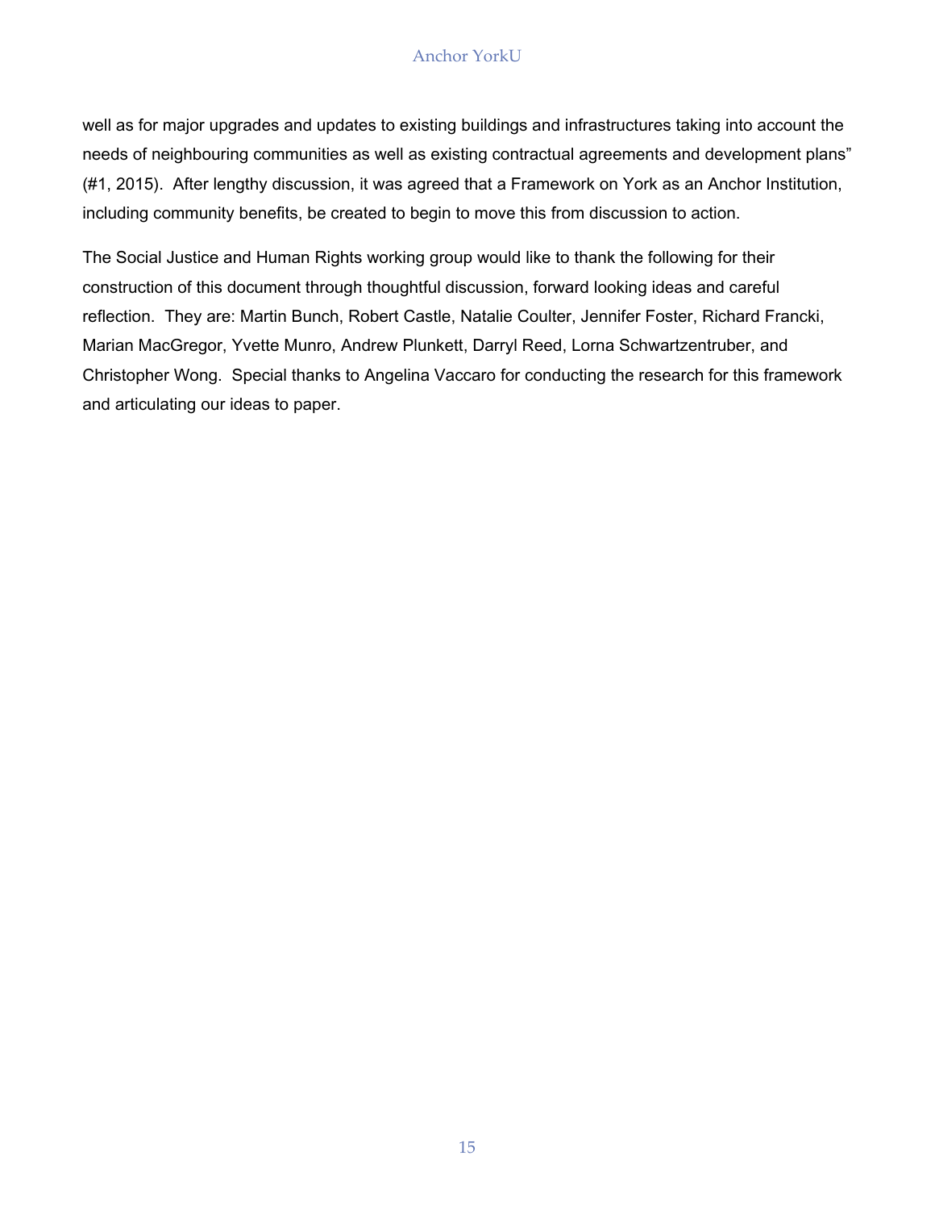well as for major upgrades and updates to existing buildings and infrastructures taking into account the needs of neighbouring communities as well as existing contractual agreements and development plans" (#1, 2015). After lengthy discussion, it was agreed that a Framework on York as an Anchor Institution, including community benefits, be created to begin to move this from discussion to action.

The Social Justice and Human Rights working group would like to thank the following for their construction of this document through thoughtful discussion, forward looking ideas and careful reflection. They are: Martin Bunch, Robert Castle, Natalie Coulter, Jennifer Foster, Richard Francki, Marian MacGregor, Yvette Munro, Andrew Plunkett, Darryl Reed, Lorna Schwartzentruber, and Christopher Wong. Special thanks to Angelina Vaccaro for conducting the research for this framework and articulating our ideas to paper.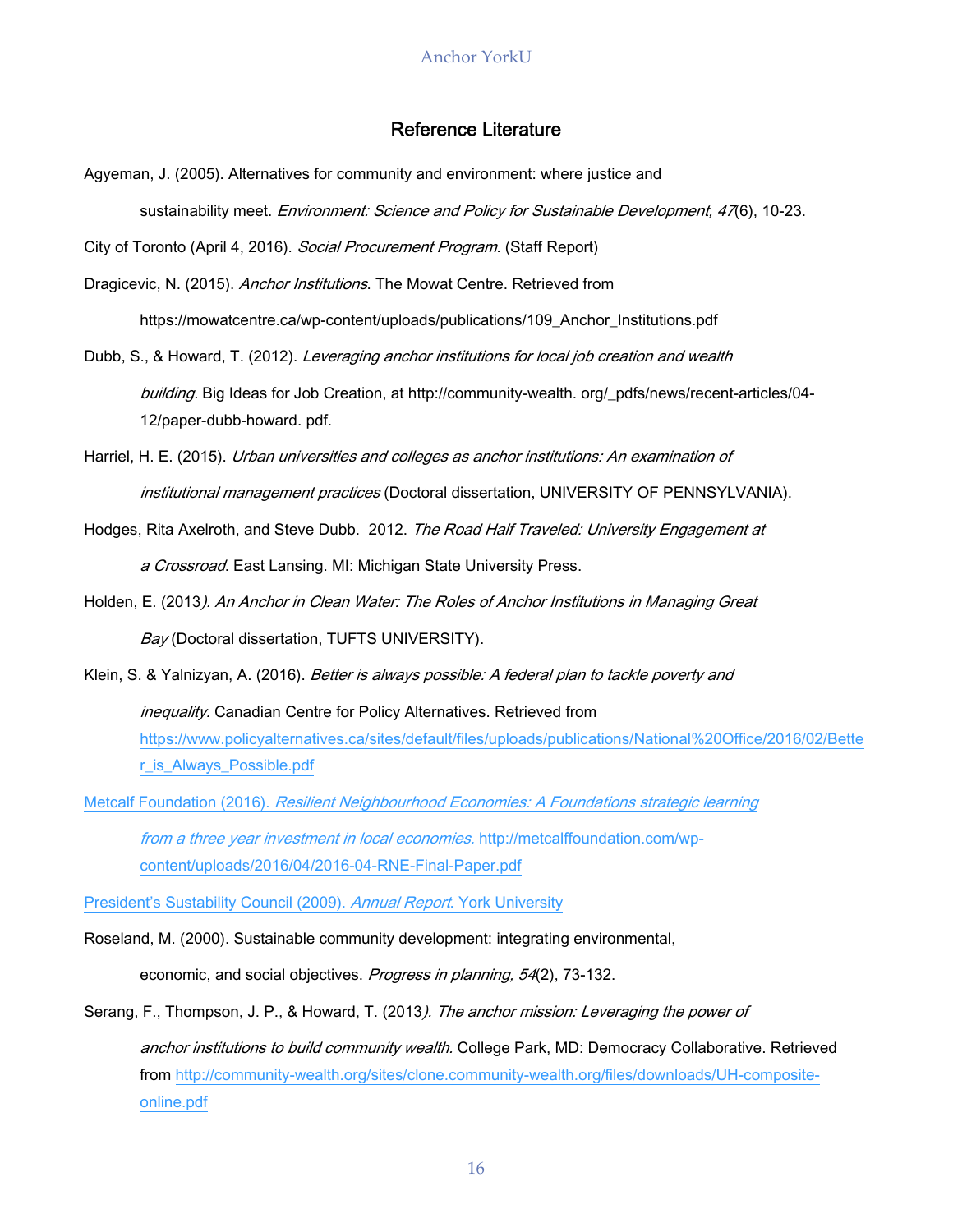## Reference Literature

Agyeman, J. (2005). Alternatives for community and environment: where justice and sustainability meet. *Environment: Science and Policy for Sustainable Development, 47*(6), 10-23.

City of Toronto (April 4, 2016). *Social Procurement Program*. (Staff Report)

Dragicevic, N. (2015). *Anchor Institutions*. The Mowat Centre. Retrieved from https://mowatcentre.ca/wp-content/uploads/publications/109_Anchor_Institutions.pdf

Dubb, S., & Howard, T. (2012). *Leveraging anchor institutions for local job creation and wealth building.* Big Ideas for Job Creation, at http://community-wealth. org/_pdfs/news/recent-articles/04-12/paper-dubb-howard. pdf.

Harriel, H. E. (2015). *Urban universities and colleges as anchor institutions: An examination of institutional management practices* (Doctoral dissertation, UNIVERSITY OF PENNSYLVANIA).

Hodges, Rita Axelroth, and Steve Dubb. 2012. *The Road Half Traveled: University Engagement at a Crossroad*. East Lansing. MI: Michigan State University Press.

Holden, E. (2013*). An Anchor in Clean Water: The Roles of Anchor Institutions in Managing Great Bay* (Doctoral dissertation, TUFTS UNIVERSITY).

Klein, S. & Yalnizyan, A. (2016). *Better is always possible: A federal plan to tackle poverty and inequality.* Canadian Centre for Policy Alternatives. Retrieved from https://www.policyalternatives.ca/sites/default/files/uploads/publications/National%20Office/2016/02/Better_is_Always_Possible.pdf

Metcalf Foundation (2016). *Resilient Neighbourhood Economies: A Foundations strategic learning from a three year investment in local economies.* http://metcalffoundation.com/wp-content/uploads/2016/04/2016-04-RNE-Final-Paper.pdf

President's Sustability Council (2009). *Annual Report*. York University

Roseland, M. (2000). Sustainable community development: integrating environmental, economic, and social objectives. *Progress in planning, 54*(2), 73-132.

Serang, F., Thompson, J. P., & Howard, T. (2013*). The anchor mission: Leveraging the power of anchor institutions to build community wealth.* College Park, MD: Democracy Collaborative. Retrieved from http://community-wealth.org/sites/clone.community-wealth.org/files/downloads/UH-composite-online.pdf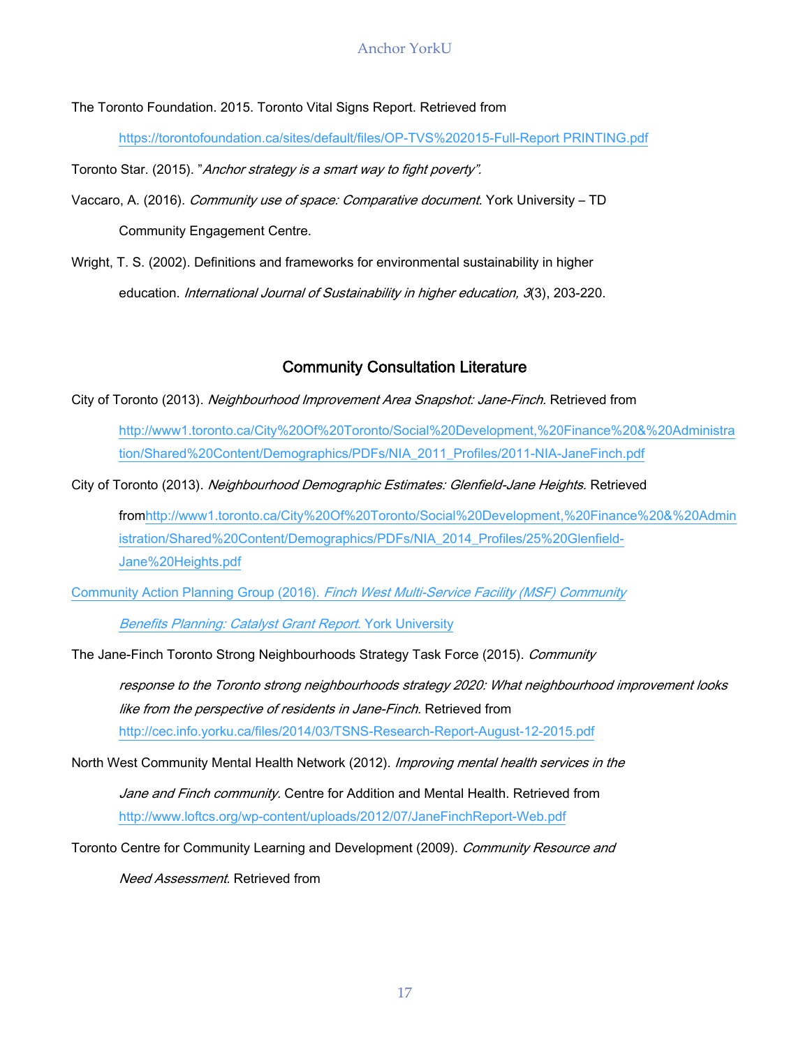The Toronto Foundation. 2015. Toronto Vital Signs Report. Retrieved from https://torontofoundation.ca/sites/default/files/OP-TVS%202015-Full-Report PRINTING.pdf

Toronto Star. (2015). "*Anchor strategy is a smart way to fight poverty".*

Vaccaro, A. (2016). *Community use of space: Comparative document.* York University – TD Community Engagement Centre.

Wright, T. S. (2002). Definitions and frameworks for environmental sustainability in higher education. *International Journal of Sustainability in higher education, 3*(3), 203-220.

## Community Consultation Literature

City of Toronto (2013). *Neighbourhood Improvement Area Snapshot: Jane-Finch.* Retrieved from http://www1.toronto.ca/City%20Of%20Toronto/Social%20Development,%20Finance%20&%20Administration/Shared%20Content/Demographics/PDFs/NIA_2011_Profiles/2011-NIA-JaneFinch.pdf

City of Toronto (2013). *Neighbourhood Demographic Estimates: Glenfield-Jane Heights.* Retrieved fromhttp://www1.toronto.ca/City%20Of%20Toronto/Social%20Development,%20Finance%20&%20Administration/Shared%20Content/Demographics/PDFs/NIA_2014_Profiles/25%20Glenfield-Jane%20Heights.pdf

Community Action Planning Group (2016). *Finch West Multi-Service Facility (MSF) Community Benefits Planning: Catalyst Grant Report.* York University

The Jane-Finch Toronto Strong Neighbourhoods Strategy Task Force (2015). *Community response to the Toronto strong neighbourhoods strategy 2020: What neighbourhood improvement looks like from the perspective of residents in Jane-Finch.* Retrieved from http://cec.info.yorku.ca/files/2014/03/TSNS-Research-Report-August-12-2015.pdf

North West Community Mental Health Network (2012). *Improving mental health services in the Jane and Finch community.* Centre for Addition and Mental Health. Retrieved from http://www.loftcs.org/wp-content/uploads/2012/07/JaneFinchReport-Web.pdf

Toronto Centre for Community Learning and Development (2009). *Community Resource and Need Assessment.* Retrieved from